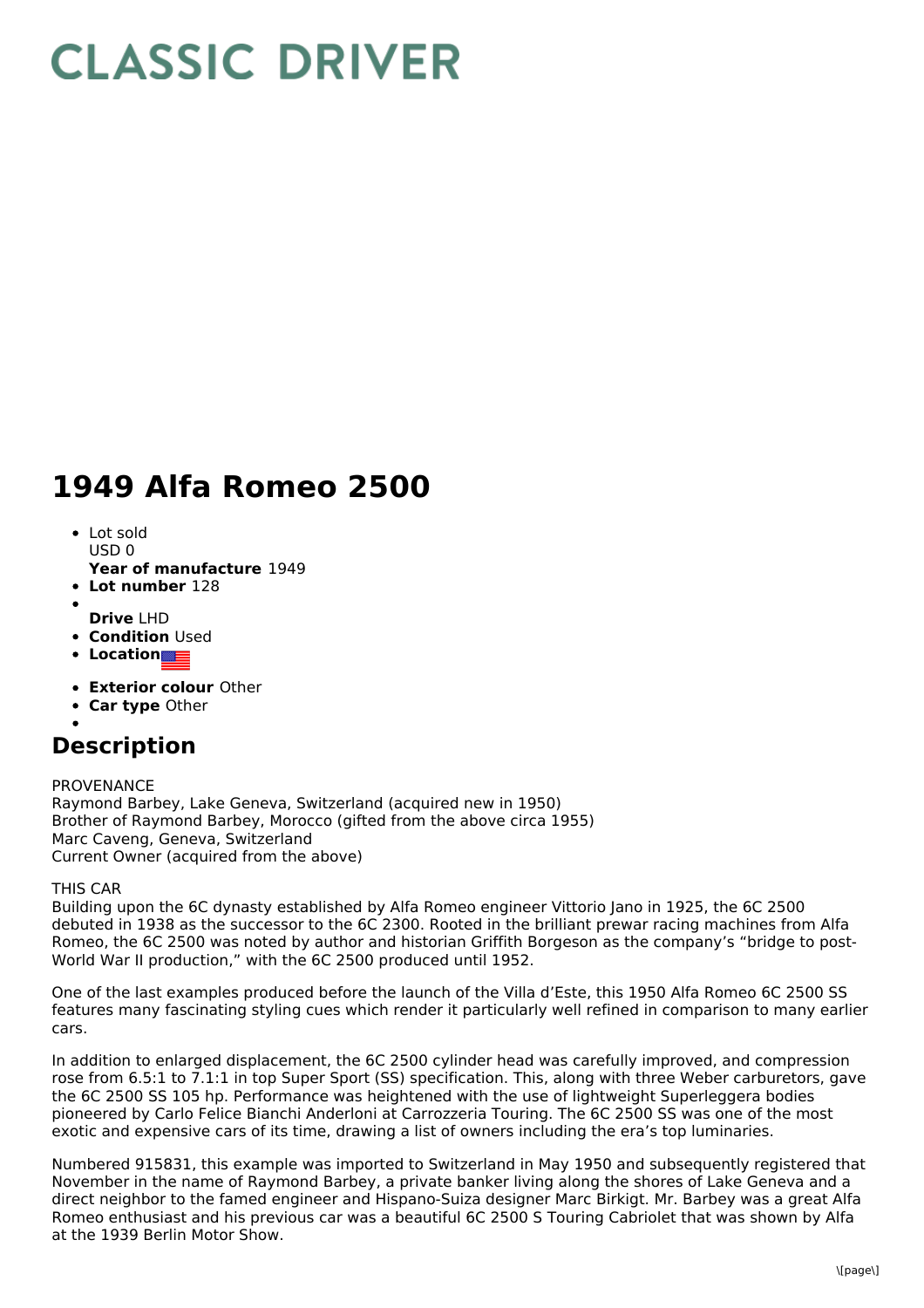# CLASSIC DRIVER

# 1949 Alfa Romeo 2500

- Lot sold
  USD 0
  **Year of manufacture** 1949
- **Lot number** 128
-
  **Drive** LHD
- **Condition** Used
- **Location**
- **Exterior colour** Other
- **Car type** Other
-

## Description

PROVENANCE
Raymond Barbey, Lake Geneva, Switzerland (acquired new in 1950)
Brother of Raymond Barbey, Morocco (gifted from the above circa 1955)
Marc Caveng, Geneva, Switzerland
Current Owner (acquired from the above)

THIS CAR
Building upon the 6C dynasty established by Alfa Romeo engineer Vittorio Jano in 1925, the 6C 2500 debuted in 1938 as the successor to the 6C 2300. Rooted in the brilliant prewar racing machines from Alfa Romeo, the 6C 2500 was noted by author and historian Griffith Borgeson as the company's "bridge to post-World War II production," with the 6C 2500 produced until 1952.

One of the last examples produced before the launch of the Villa d'Este, this 1950 Alfa Romeo 6C 2500 SS features many fascinating styling cues which render it particularly well refined in comparison to many earlier cars.

In addition to enlarged displacement, the 6C 2500 cylinder head was carefully improved, and compression rose from 6.5:1 to 7.1:1 in top Super Sport (SS) specification. This, along with three Weber carburetors, gave the 6C 2500 SS 105 hp. Performance was heightened with the use of lightweight Superleggera bodies pioneered by Carlo Felice Bianchi Anderloni at Carrozzeria Touring. The 6C 2500 SS was one of the most exotic and expensive cars of its time, drawing a list of owners including the era's top luminaries.

Numbered 915831, this example was imported to Switzerland in May 1950 and subsequently registered that November in the name of Raymond Barbey, a private banker living along the shores of Lake Geneva and a direct neighbor to the famed engineer and Hispano-Suiza designer Marc Birkigt. Mr. Barbey was a great Alfa Romeo enthusiast and his previous car was a beautiful 6C 2500 S Touring Cabriolet that was shown by Alfa at the 1939 Berlin Motor Show.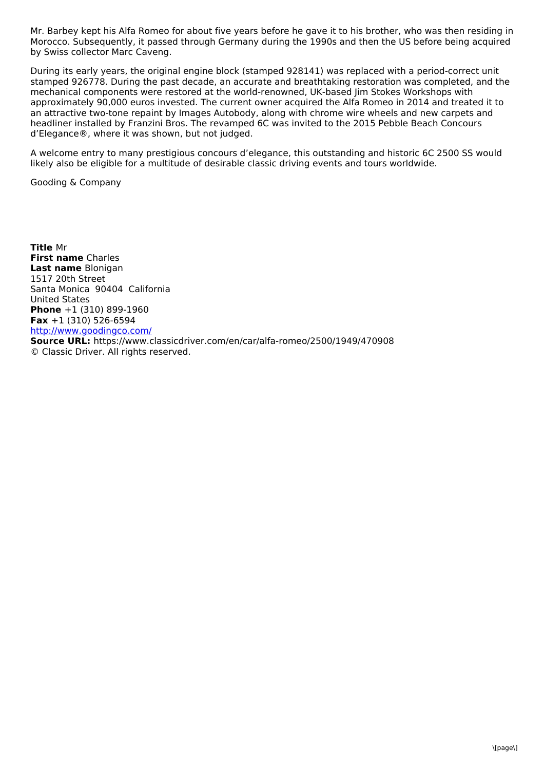Mr. Barbey kept his Alfa Romeo for about five years before he gave it to his brother, who was then residing in Morocco. Subsequently, it passed through Germany during the 1990s and then the US before being acquired by Swiss collector Marc Caveng.

During its early years, the original engine block (stamped 928141) was replaced with a period-correct unit stamped 926778. During the past decade, an accurate and breathtaking restoration was completed, and the mechanical components were restored at the world-renowned, UK-based Jim Stokes Workshops with approximately 90,000 euros invested. The current owner acquired the Alfa Romeo in 2014 and treated it to an attractive two-tone repaint by Images Autobody, along with chrome wire wheels and new carpets and headliner installed by Franzini Bros. The revamped 6C was invited to the 2015 Pebble Beach Concours d'Elegance®, where it was shown, but not judged.

A welcome entry to many prestigious concours d'elegance, this outstanding and historic 6C 2500 SS would likely also be eligible for a multitude of desirable classic driving events and tours worldwide.

Gooding & Company

**Title** Mr
**First name** Charles
**Last name** Blonigan
1517 20th Street
Santa Monica 90404 California
United States
**Phone** +1 (310) 899-1960
**Fax** +1 (310) 526-6594
http://www.goodingco.com/
**Source URL:** https://www.classicdriver.com/en/car/alfa-romeo/2500/1949/470908
© Classic Driver. All rights reserved.